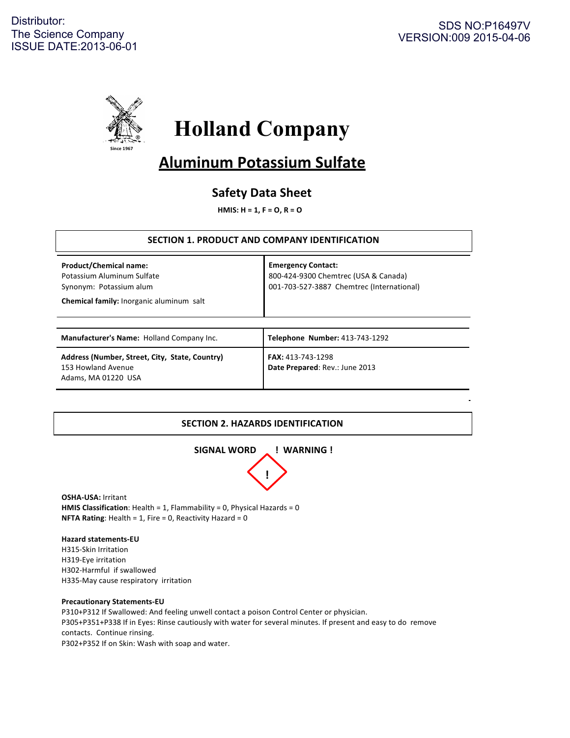Distributor:
The Science Company
ISSUE DATE:2013-06-01

SDS NO:P16497V
VERSION:009 2015-04-06

# Holland Company

Since 1967

# Aluminum Potassium Sulfate

## Safety Data Sheet

**HMIS: H = 1, F = O, R = O**

### SECTION 1. PRODUCT AND COMPANY IDENTIFICATION

| **Product/Chemical name:**<br>Potassium Aluminum Sulfate<br>Synonym: Potassium alum<br>**Chemical family:** Inorganic aluminum salt | **Emergency Contact:**<br>800-424-9300 Chemtrec (USA & Canada)<br>001-703-527-3887 Chemtrec (International) |
|---|---|

| **Manufacturer's Name:** Holland Company Inc. | **Telephone Number:** 413-743-1292 |
|---|---|
| **Address (Number, Street, City, State, Country)**<br>153 Howland Avenue<br>Adams, MA 01220 USA | **FAX:** 413-743-1298<br>**Date Prepared**: Rev.: June 2013 |

### SECTION 2. HAZARDS IDENTIFICATION

**SIGNAL WORD ! WARNING !**

**OSHA-USA:** Irritant
**HMIS Classification**: Health = 1, Flammability = 0, Physical Hazards = 0
**NFTA Rating**: Health = 1, Fire = 0, Reactivity Hazard = 0

**Hazard statements-EU**
H315-Skin Irritation
H319-Eye irritation
H302-Harmful if swallowed
H335-May cause respiratory irritation

**Precautionary Statements-EU**
P310+P312 If Swallowed: And feeling unwell contact a poison Control Center or physician.
P305+P351+P338 If in Eyes: Rinse cautiously with water for several minutes. If present and easy to do remove contacts. Continue rinsing.
P302+P352 If on Skin: Wash with soap and water.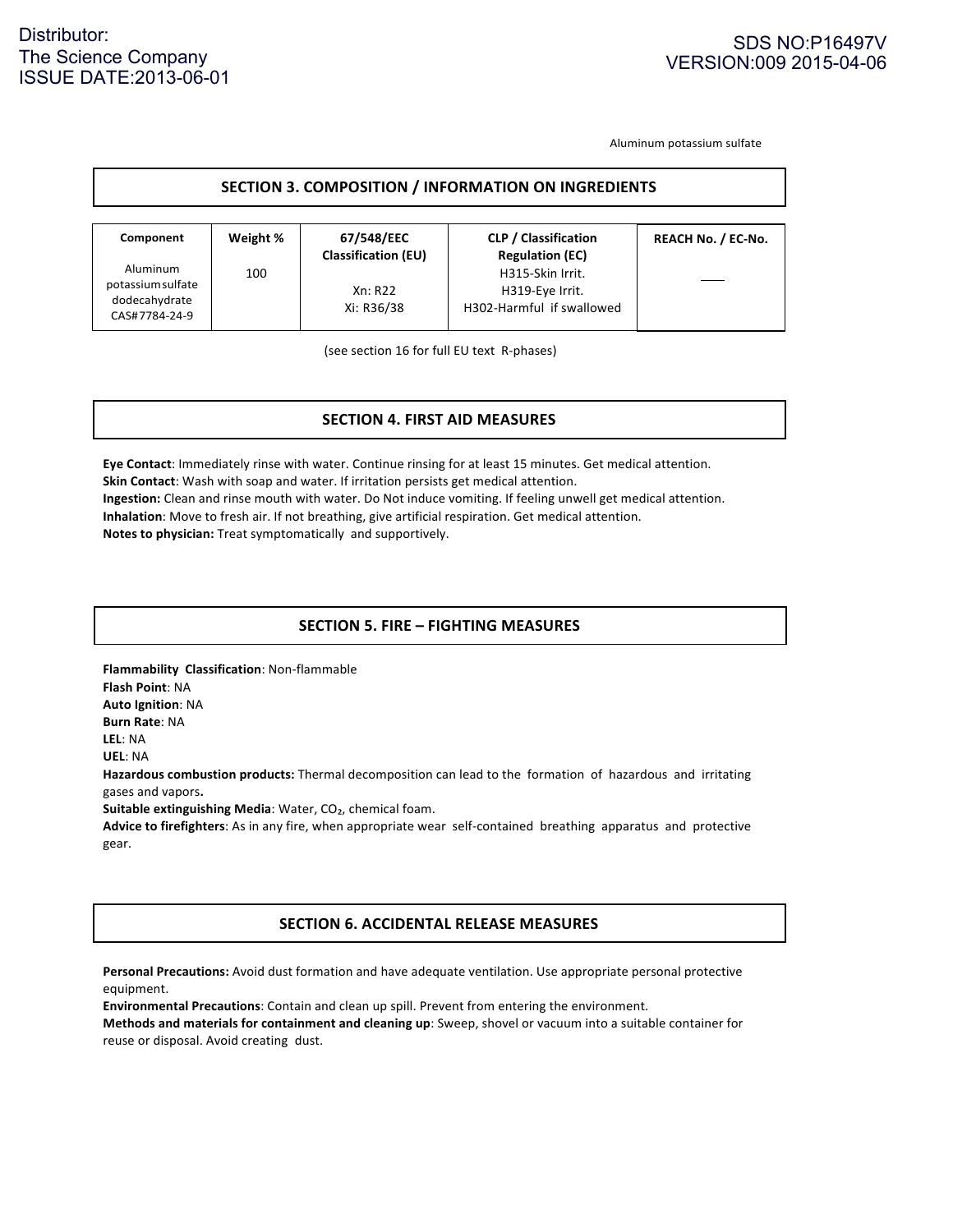Aluminum potassium sulfate

## SECTION 3. COMPOSITION / INFORMATION ON INGREDIENTS

| Component | Weight % | 67/548/EEC Classification (EU) | CLP / Classification Regulation (EC) | REACH No. / EC-No. |
|---|---|---|---|---|
| Aluminum potassium sulfate dodecahydrate CAS#7784-24-9 | 100 | Xn: R22<br>Xi: R36/38 | H315-Skin Irrit.<br>H319-Eye Irrit.<br>H302-Harmful if swallowed | ___ |

(see section 16 for full EU text R-phases)

## SECTION 4. FIRST AID MEASURES

**Eye Contact**: Immediately rinse with water. Continue rinsing for at least 15 minutes. Get medical attention.
**Skin Contact**: Wash with soap and water. If irritation persists get medical attention.
**Ingestion:** Clean and rinse mouth with water. Do Not induce vomiting. If feeling unwell get medical attention.
**Inhalation**: Move to fresh air. If not breathing, give artificial respiration. Get medical attention.
**Notes to physician:** Treat symptomatically and supportively.

## SECTION 5. FIRE – FIGHTING MEASURES

**Flammability Classification**: Non-flammable
**Flash Point**: NA
**Auto Ignition**: NA
**Burn Rate**: NA
**LEL**: NA
**UEL**: NA
**Hazardous combustion products:** Thermal decomposition can lead to the formation of hazardous and irritating gases and vapors**.**
**Suitable extinguishing Media**: Water, $CO_2$, chemical foam.
**Advice to firefighters**: As in any fire, when appropriate wear self-contained breathing apparatus and protective gear.

## SECTION 6. ACCIDENTAL RELEASE MEASURES

**Personal Precautions:** Avoid dust formation and have adequate ventilation. Use appropriate personal protective equipment.
**Environmental Precautions**: Contain and clean up spill. Prevent from entering the environment.
**Methods and materials for containment and cleaning up**: Sweep, shovel or vacuum into a suitable container for reuse or disposal. Avoid creating dust.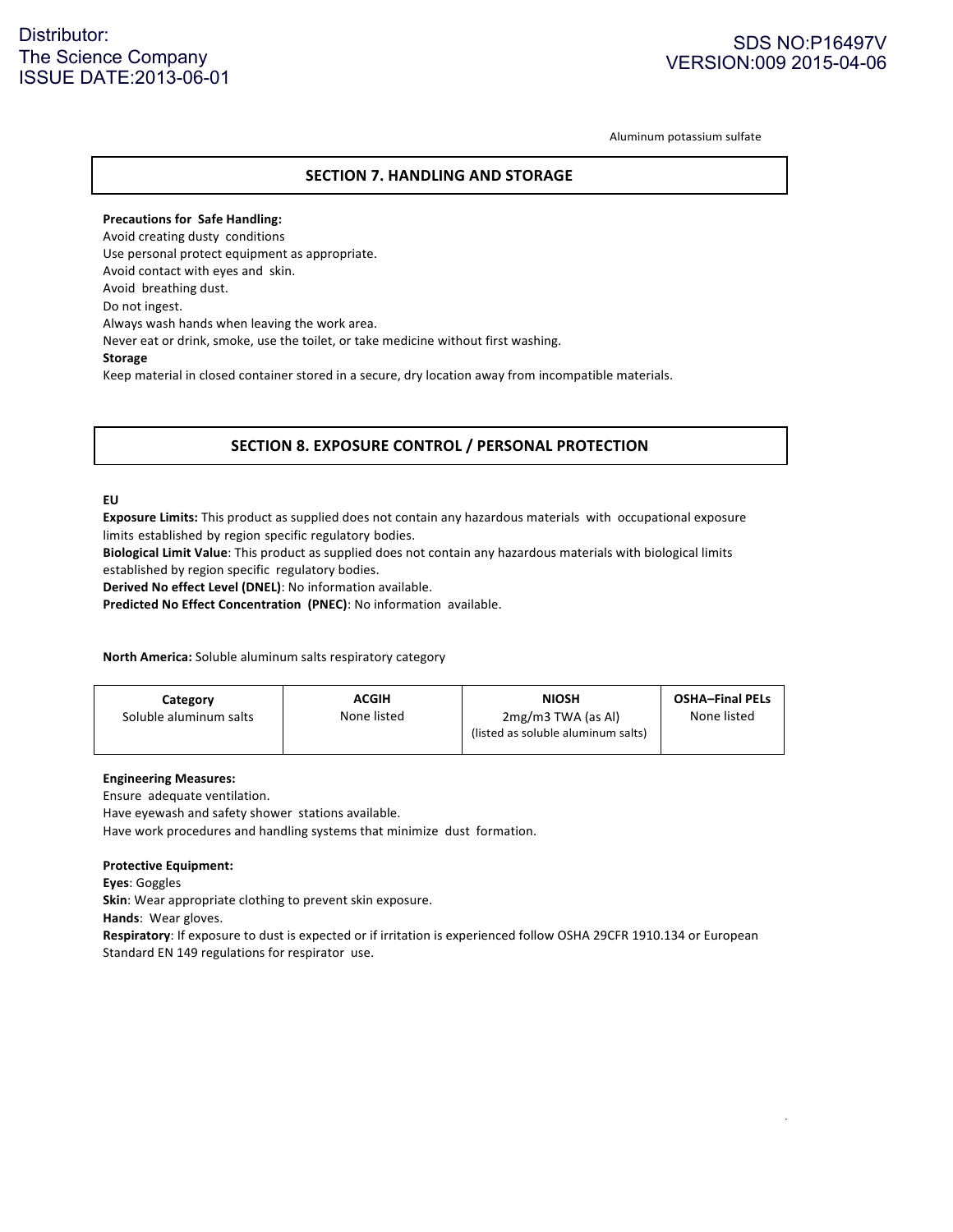Aluminum potassium sulfate

## SECTION 7. HANDLING AND STORAGE

**Precautions for Safe Handling:**

Avoid creating dusty conditions

Use personal protect equipment as appropriate.

Avoid contact with eyes and skin.

Avoid breathing dust.

Do not ingest.

Always wash hands when leaving the work area.

Never eat or drink, smoke, use the toilet, or take medicine without first washing.

**Storage**

Keep material in closed container stored in a secure, dry location away from incompatible materials.

## SECTION 8. EXPOSURE CONTROL / PERSONAL PROTECTION

**EU**

**Exposure Limits:** This product as supplied does not contain any hazardous materials with occupational exposure limits established by region specific regulatory bodies.

**Biological Limit Value**: This product as supplied does not contain any hazardous materials with biological limits established by region specific regulatory bodies.

**Derived No effect Level (DNEL)**: No information available.

**Predicted No Effect Concentration (PNEC)**: No information available.

**North America:** Soluble aluminum salts respiratory category

| Category | ACGIH | NIOSH | OSHA–Final PELs |
|---|---|---|---|
| Soluble aluminum salts | None listed | 2mg/m3 TWA (as Al) (listed as soluble aluminum salts) | None listed |

**Engineering Measures:**

Ensure adequate ventilation.

Have eyewash and safety shower stations available.

Have work procedures and handling systems that minimize dust formation.

**Protective Equipment:**

**Eyes**: Goggles

**Skin**: Wear appropriate clothing to prevent skin exposure.

**Hands**: Wear gloves.

**Respiratory**: If exposure to dust is expected or if irritation is experienced follow OSHA 29CFR 1910.134 or European Standard EN 149 regulations for respirator use.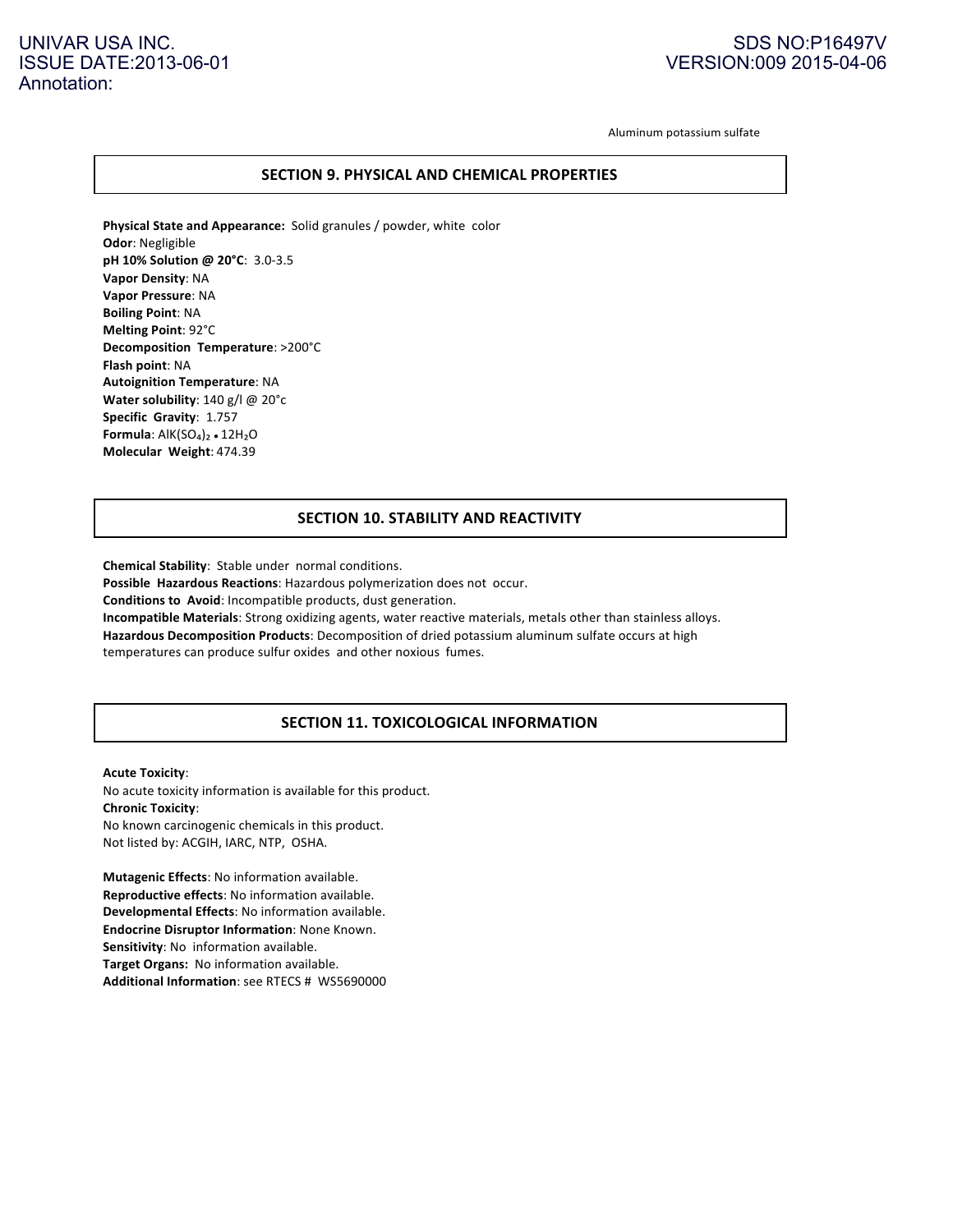Aluminum potassium sulfate

## SECTION 9. PHYSICAL AND CHEMICAL PROPERTIES

**Physical State and Appearance:** Solid granules / powder, white color
**Odor**: Negligible
**pH 10% Solution @ 20°C**: 3.0-3.5
**Vapor Density**: NA
**Vapor Pressure**: NA
**Boiling Point**: NA
**Melting Point**: 92°C
**Decomposition Temperature**: >200°C
**Flash point**: NA
**Autoignition Temperature**: NA
**Water solubility**: 140 g/l @ 20°c
**Specific Gravity**: 1.757
**Formula**: $AlK(SO_4)_2 \bullet 12H_2O$
**Molecular Weight**: 474.39

## SECTION 10. STABILITY AND REACTIVITY

**Chemical Stability**: Stable under normal conditions.
**Possible Hazardous Reactions**: Hazardous polymerization does not occur.
**Conditions to Avoid**: Incompatible products, dust generation.
**Incompatible Materials**: Strong oxidizing agents, water reactive materials, metals other than stainless alloys.
**Hazardous Decomposition Products**: Decomposition of dried potassium aluminum sulfate occurs at high temperatures can produce sulfur oxides and other noxious fumes.

## SECTION 11. TOXICOLOGICAL INFORMATION

**Acute Toxicity**:
No acute toxicity information is available for this product.
**Chronic Toxicity**:
No known carcinogenic chemicals in this product.
Not listed by: ACGIH, IARC, NTP, OSHA.

**Mutagenic Effects**: No information available.
**Reproductive effects**: No information available.
**Developmental Effects**: No information available.
**Endocrine Disruptor Information**: None Known.
**Sensitivity**: No information available.
**Target Organs:** No information available.
**Additional Information**: see RTECS # WS5690000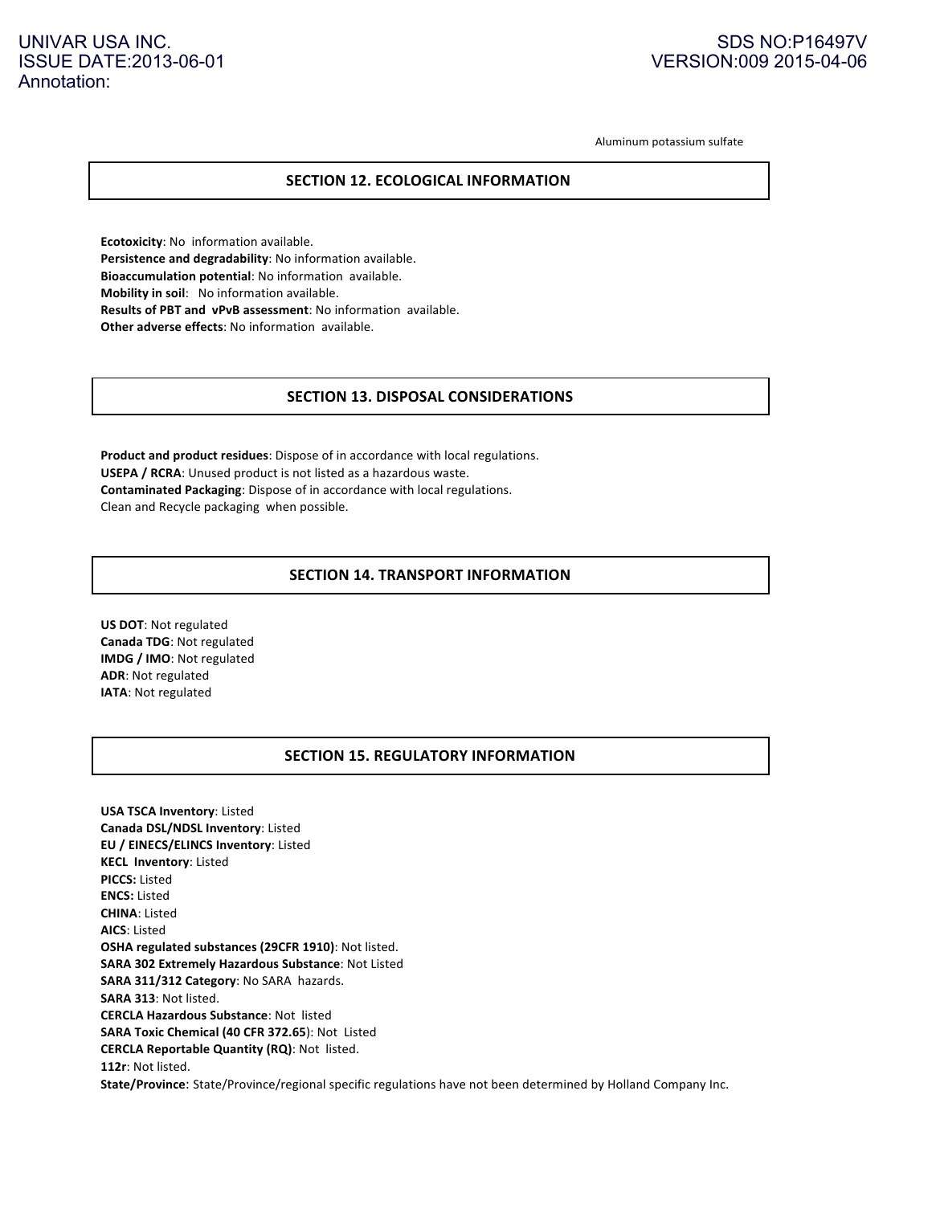Aluminum potassium sulfate

## SECTION 12. ECOLOGICAL INFORMATION

**Ecotoxicity**: No information available.
**Persistence and degradability**: No information available.
**Bioaccumulation potential**: No information available.
**Mobility in soil**: No information available.
**Results of PBT and vPvB assessment**: No information available.
**Other adverse effects**: No information available.

## SECTION 13. DISPOSAL CONSIDERATIONS

**Product and product residues**: Dispose of in accordance with local regulations.
**USEPA / RCRA**: Unused product is not listed as a hazardous waste.
**Contaminated Packaging**: Dispose of in accordance with local regulations.
Clean and Recycle packaging when possible.

## SECTION 14. TRANSPORT INFORMATION

**US DOT**: Not regulated
**Canada TDG**: Not regulated
**IMDG / IMO**: Not regulated
**ADR**: Not regulated
**IATA**: Not regulated

## SECTION 15. REGULATORY INFORMATION

**USA TSCA Inventory**: Listed
**Canada DSL/NDSL Inventory**: Listed
**EU / EINECS/ELINCS Inventory**: Listed
**KECL Inventory**: Listed
**PICCS:** Listed
**ENCS:** Listed
**CHINA**: Listed
**AICS**: Listed
**OSHA regulated substances (29CFR 1910)**: Not listed.
**SARA 302 Extremely Hazardous Substance**: Not Listed
**SARA 311/312 Category**: No SARA hazards.
**SARA 313**: Not listed.
**CERCLA Hazardous Substance**: Not listed
**SARA Toxic Chemical (40 CFR 372.65)**: Not Listed
**CERCLA Reportable Quantity (RQ)**: Not listed.
**112r**: Not listed.
**State/Province**: State/Province/regional specific regulations have not been determined by Holland Company Inc.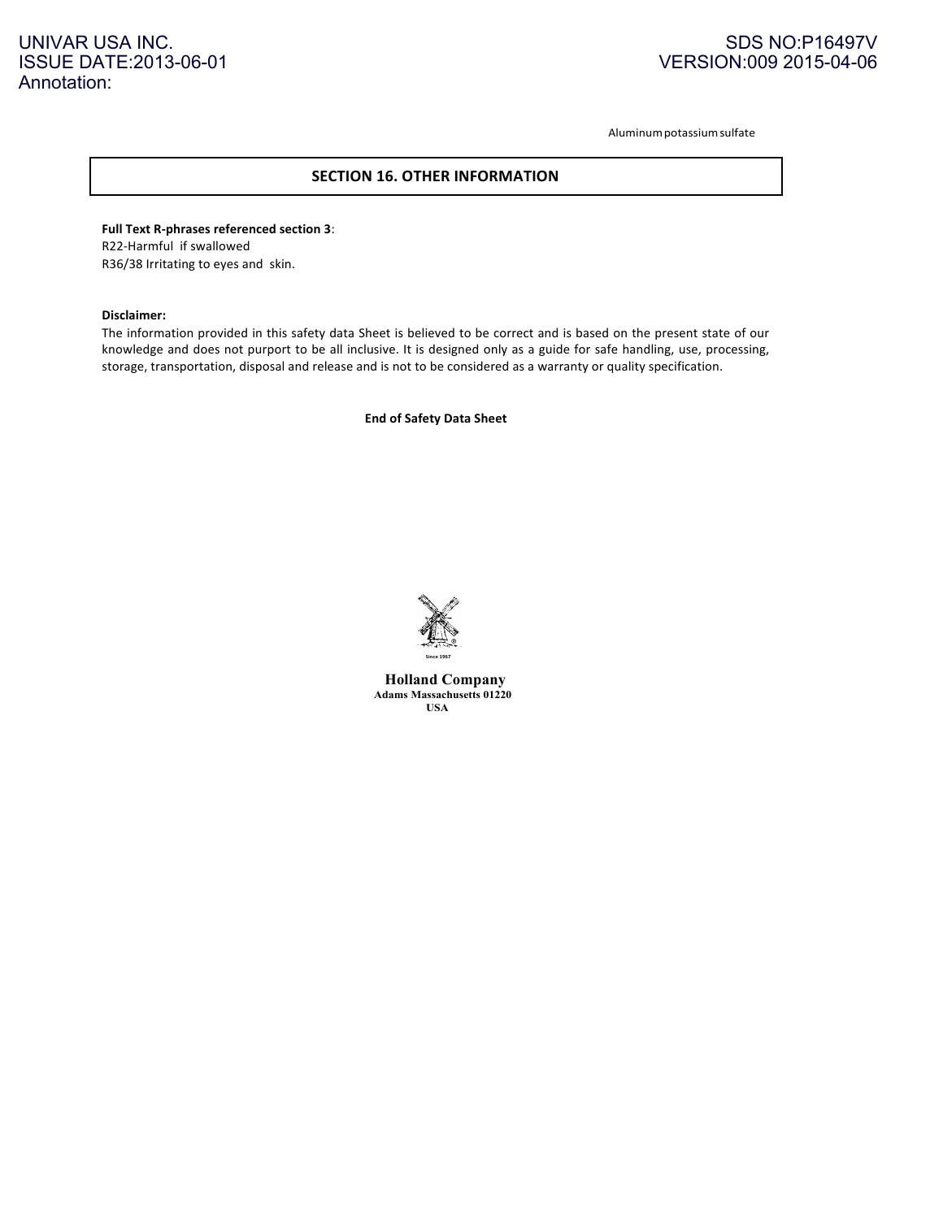## SECTION 16. OTHER INFORMATION

**Full Text R-phrases referenced section 3**:
R22-Harmful if swallowed
R36/38 Irritating to eyes and skin.

**Disclaimer:**
The information provided in this safety data Sheet is believed to be correct and is based on the present state of our knowledge and does not purport to be all inclusive. It is designed only as a guide for safe handling, use, processing, storage, transportation, disposal and release and is not to be considered as a warranty or quality specification.

**End of Safety Data Sheet**

Since 1967

**Holland Company**
**Adams Massachusetts 01220**
**USA**